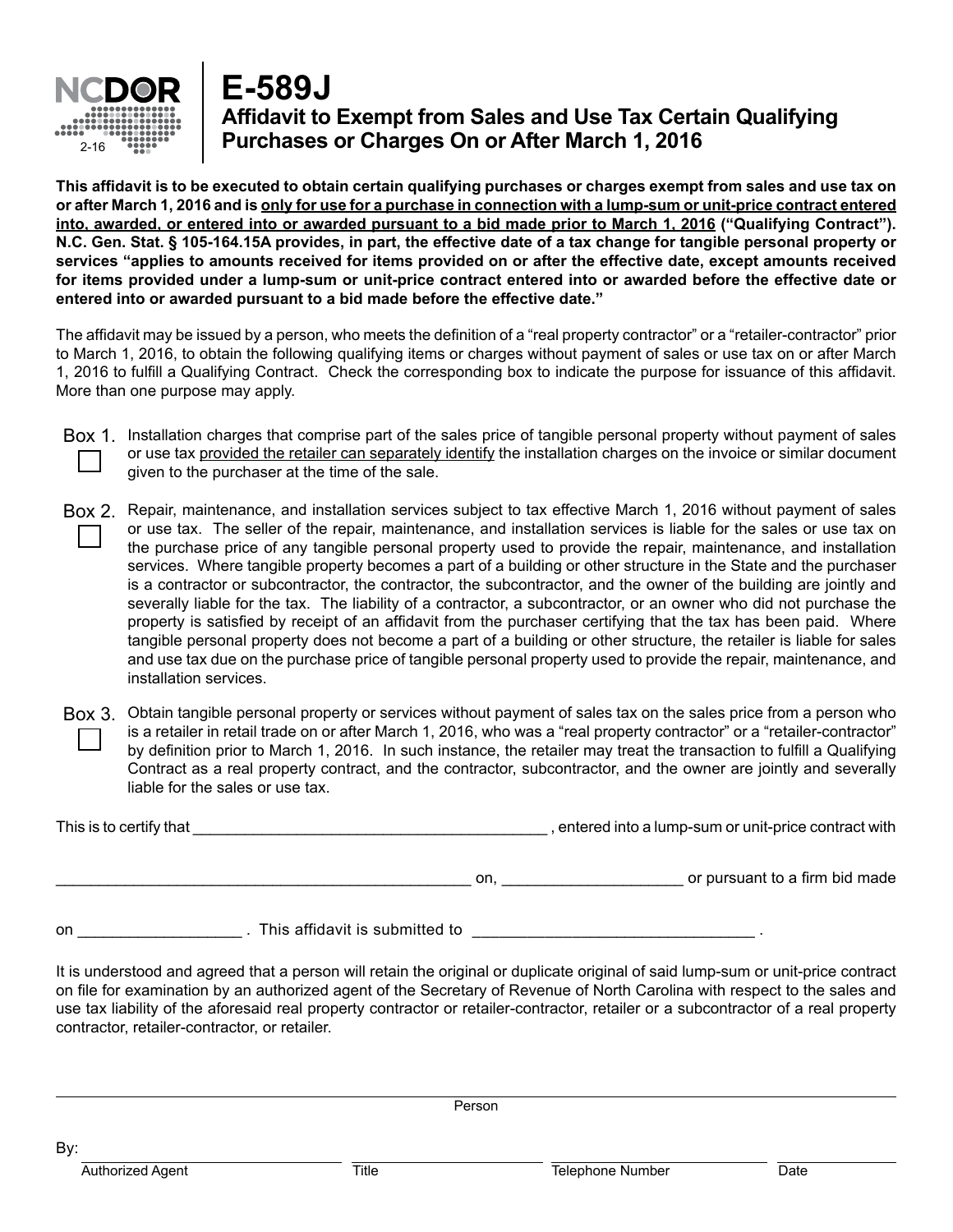NCDOR

2-16

# E-589J

## Affidavit to Exempt from Sales and Use Tax Certain Qualifying Purchases or Charges On or After March 1, 2016

**This affidavit is to be executed to obtain certain qualifying purchases or charges exempt from sales and use tax on or after March 1, 2016 and is <u>only for use for a purchase in connection with a lump-sum or unit-price contract entered into, awarded, or entered into or awarded pursuant to a bid made prior to March 1, 2016</u> ("Qualifying Contract"). N.C. Gen. Stat. § 105-164.15A provides, in part, the effective date of a tax change for tangible personal property or services "applies to amounts received for items provided on or after the effective date, except amounts received for items provided under a lump-sum or unit-price contract entered into or awarded before the effective date or entered into or awarded pursuant to a bid made before the effective date."**

The affidavit may be issued by a person, who meets the definition of a "real property contractor" or a "retailer-contractor" prior to March 1, 2016, to obtain the following qualifying items or charges without payment of sales or use tax on or after March 1, 2016 to fulfill a Qualifying Contract. Check the corresponding box to indicate the purpose for issuance of this affidavit. More than one purpose may apply.

Box 1. ☐ Installation charges that comprise part of the sales price of tangible personal property without payment of sales or use tax <u>provided the retailer can separately identify</u> the installation charges on the invoice or similar document given to the purchaser at the time of the sale.

Box 2. ☐ Repair, maintenance, and installation services subject to tax effective March 1, 2016 without payment of sales or use tax. The seller of the repair, maintenance, and installation services is liable for the sales or use tax on the purchase price of any tangible personal property used to provide the repair, maintenance, and installation services. Where tangible property becomes a part of a building or other structure in the State and the purchaser is a contractor or subcontractor, the contractor, the subcontractor, and the owner of the building are jointly and severally liable for the tax. The liability of a contractor, a subcontractor, or an owner who did not purchase the property is satisfied by receipt of an affidavit from the purchaser certifying that the tax has been paid. Where tangible personal property does not become a part of a building or other structure, the retailer is liable for sales and use tax due on the purchase price of tangible personal property used to provide the repair, maintenance, and installation services.

Box 3. ☐ Obtain tangible personal property or services without payment of sales tax on the sales price from a person who is a retailer in retail trade on or after March 1, 2016, who was a "real property contractor" or a "retailer-contractor" by definition prior to March 1, 2016. In such instance, the retailer may treat the transaction to fulfill a Qualifying Contract as a real property contract, and the contractor, subcontractor, and the owner are jointly and severally liable for the sales or use tax.

This is to certify that ________________________________________ , entered into a lump-sum or unit-price contract with

________________________________________________ on, ____________________ or pursuant to a firm bid made

on __________________ . This affidavit is submitted to ________________________________ .

It is understood and agreed that a person will retain the original or duplicate original of said lump-sum or unit-price contract on file for examination by an authorized agent of the Secretary of Revenue of North Carolina with respect to the sales and use tax liability of the aforesaid real property contractor or retailer-contractor, retailer or a subcontractor of a real property contractor, retailer-contractor, or retailer.

________________________________________________
Person

By: ____________________ ____________________ ____________________ ____________
Authorized Agent | Title | Telephone Number | Date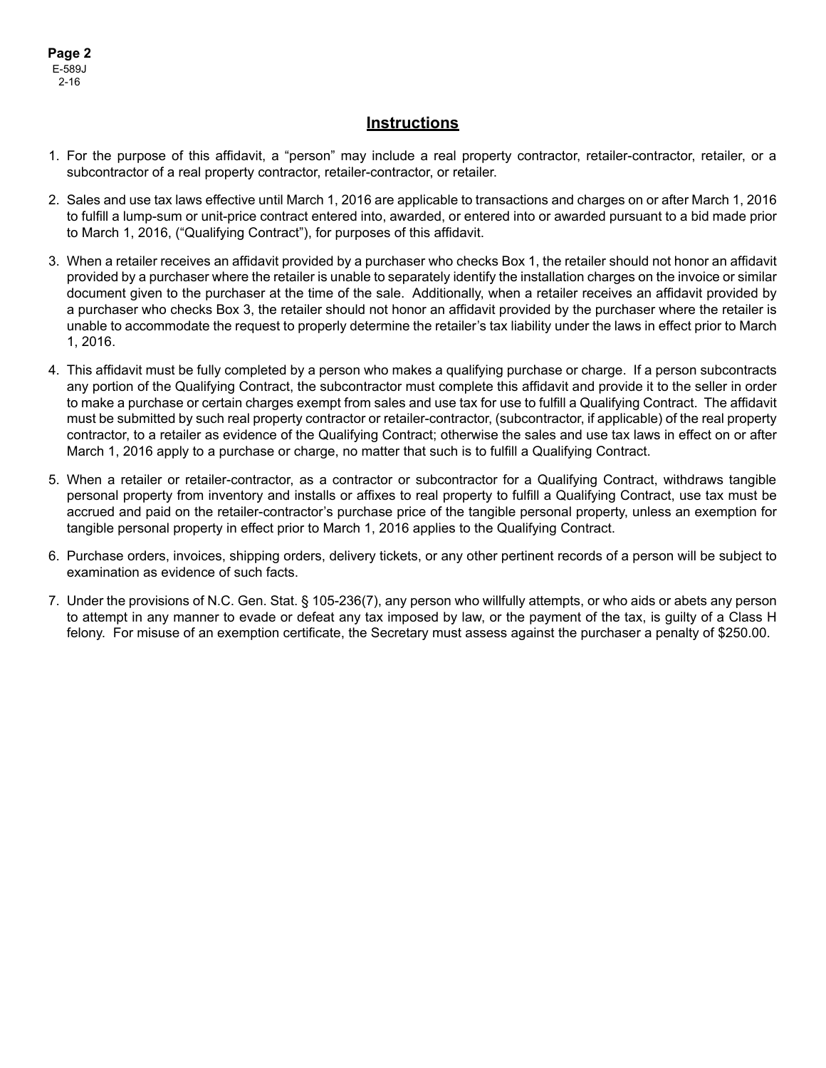## Instructions

1. For the purpose of this affidavit, a "person" may include a real property contractor, retailer-contractor, retailer, or a subcontractor of a real property contractor, retailer-contractor, or retailer.

2. Sales and use tax laws effective until March 1, 2016 are applicable to transactions and charges on or after March 1, 2016 to fulfill a lump-sum or unit-price contract entered into, awarded, or entered into or awarded pursuant to a bid made prior to March 1, 2016, ("Qualifying Contract"), for purposes of this affidavit.

3. When a retailer receives an affidavit provided by a purchaser who checks Box 1, the retailer should not honor an affidavit provided by a purchaser where the retailer is unable to separately identify the installation charges on the invoice or similar document given to the purchaser at the time of the sale. Additionally, when a retailer receives an affidavit provided by a purchaser who checks Box 3, the retailer should not honor an affidavit provided by the purchaser where the retailer is unable to accommodate the request to properly determine the retailer's tax liability under the laws in effect prior to March 1, 2016.

4. This affidavit must be fully completed by a person who makes a qualifying purchase or charge. If a person subcontracts any portion of the Qualifying Contract, the subcontractor must complete this affidavit and provide it to the seller in order to make a purchase or certain charges exempt from sales and use tax for use to fulfill a Qualifying Contract. The affidavit must be submitted by such real property contractor or retailer-contractor, (subcontractor, if applicable) of the real property contractor, to a retailer as evidence of the Qualifying Contract; otherwise the sales and use tax laws in effect on or after March 1, 2016 apply to a purchase or charge, no matter that such is to fulfill a Qualifying Contract.

5. When a retailer or retailer-contractor, as a contractor or subcontractor for a Qualifying Contract, withdraws tangible personal property from inventory and installs or affixes to real property to fulfill a Qualifying Contract, use tax must be accrued and paid on the retailer-contractor's purchase price of the tangible personal property, unless an exemption for tangible personal property in effect prior to March 1, 2016 applies to the Qualifying Contract.

6. Purchase orders, invoices, shipping orders, delivery tickets, or any other pertinent records of a person will be subject to examination as evidence of such facts.

7. Under the provisions of N.C. Gen. Stat. § 105-236(7), any person who willfully attempts, or who aids or abets any person to attempt in any manner to evade or defeat any tax imposed by law, or the payment of the tax, is guilty of a Class H felony. For misuse of an exemption certificate, the Secretary must assess against the purchaser a penalty of $250.00.